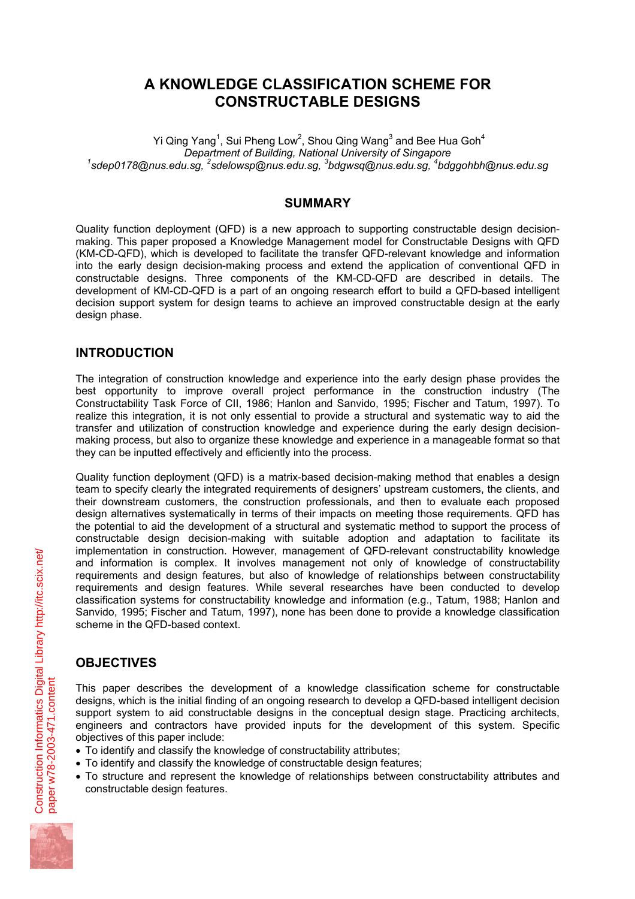# A KNOWLEDGE CLASSIFICATION SCHEME FOR CONSTRUCTABLE DESIGNS

Yi Qing Yang[1], Sui Pheng Low[2], Shou Qing Wang[3] and Bee Hua Goh[4]
*Department of Building, National University of Singapore*
*[1]sdep0178@nus.edu.sg, [2]sdelowsp@nus.edu.sg, [3]bdgwsq@nus.edu.sg, [4]bdggohbh@nus.edu.sg*

## SUMMARY

Quality function deployment (QFD) is a new approach to supporting constructable design decision-making. This paper proposed a Knowledge Management model for Constructable Designs with QFD (KM-CD-QFD), which is developed to facilitate the transfer QFD-relevant knowledge and information into the early design decision-making process and extend the application of conventional QFD in constructable designs. Three components of the KM-CD-QFD are described in details. The development of KM-CD-QFD is a part of an ongoing research effort to build a QFD-based intelligent decision support system for design teams to achieve an improved constructable design at the early design phase.

## INTRODUCTION

The integration of construction knowledge and experience into the early design phase provides the best opportunity to improve overall project performance in the construction industry (The Constructability Task Force of CII, 1986; Hanlon and Sanvido, 1995; Fischer and Tatum, 1997). To realize this integration, it is not only essential to provide a structural and systematic way to aid the transfer and utilization of construction knowledge and experience during the early design decision-making process, but also to organize these knowledge and experience in a manageable format so that they can be inputted effectively and efficiently into the process.

Quality function deployment (QFD) is a matrix-based decision-making method that enables a design team to specify clearly the integrated requirements of designers' upstream customers, the clients, and their downstream customers, the construction professionals, and then to evaluate each proposed design alternatives systematically in terms of their impacts on meeting those requirements. QFD has the potential to aid the development of a structural and systematic method to support the process of constructable design decision-making with suitable adoption and adaptation to facilitate its implementation in construction. However, management of QFD-relevant constructability knowledge and information is complex. It involves management not only of knowledge of constructability requirements and design features, but also of knowledge of relationships between constructability requirements and design features. While several researches have been conducted to develop classification systems for constructability knowledge and information (e.g., Tatum, 1988; Hanlon and Sanvido, 1995; Fischer and Tatum, 1997), none has been done to provide a knowledge classification scheme in the QFD-based context.

## OBJECTIVES

This paper describes the development of a knowledge classification scheme for constructable designs, which is the initial finding of an ongoing research to develop a QFD-based intelligent decision support system to aid constructable designs in the conceptual design stage. Practicing architects, engineers and contractors have provided inputs for the development of this system. Specific objectives of this paper include:

- To identify and classify the knowledge of constructability attributes;
- To identify and classify the knowledge of constructable design features;
- To structure and represent the knowledge of relationships between constructability attributes and constructable design features.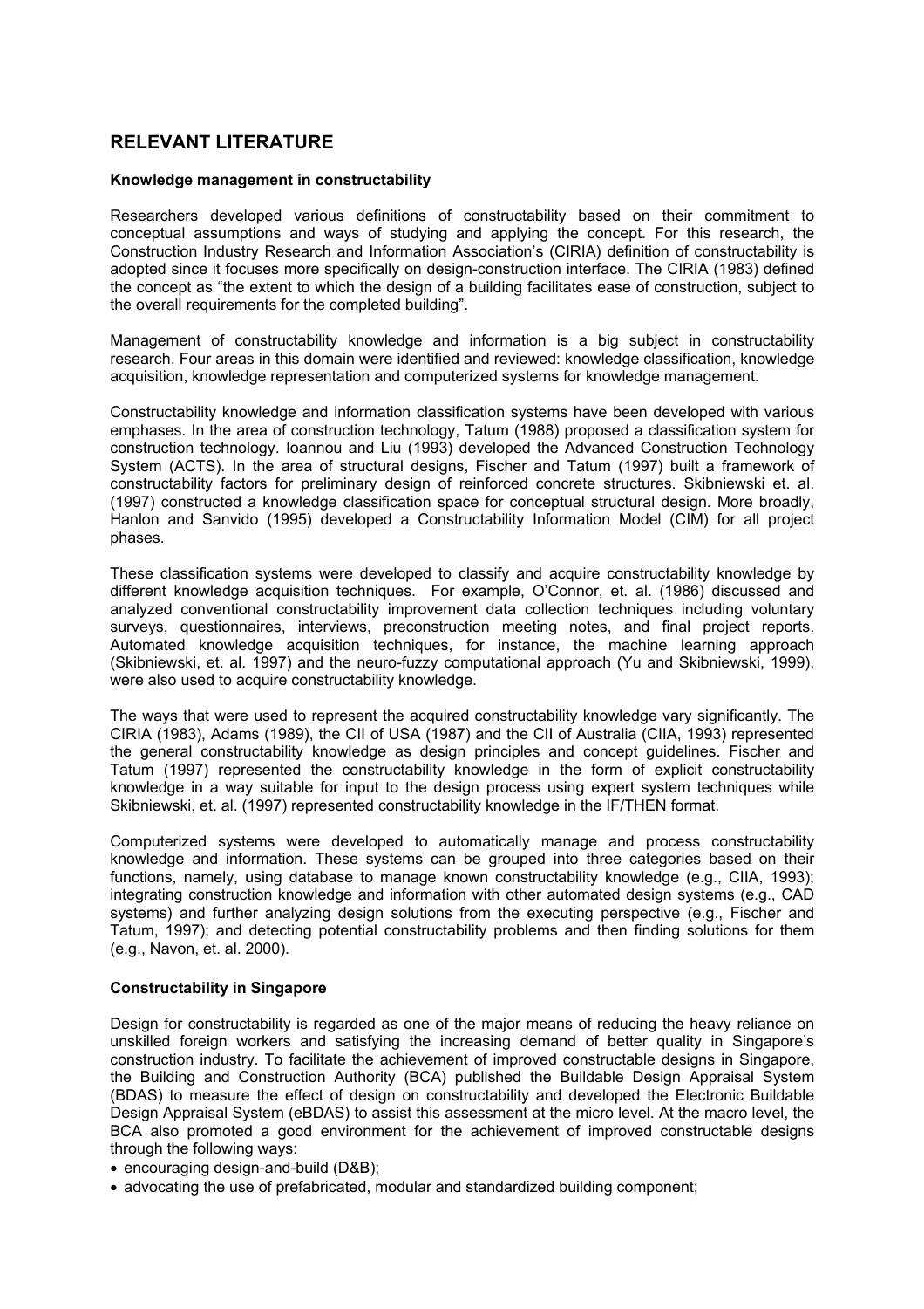## RELEVANT LITERATURE

### Knowledge management in constructability

Researchers developed various definitions of constructability based on their commitment to conceptual assumptions and ways of studying and applying the concept. For this research, the Construction Industry Research and Information Association's (CIRIA) definition of constructability is adopted since it focuses more specifically on design-construction interface. The CIRIA (1983) defined the concept as "the extent to which the design of a building facilitates ease of construction, subject to the overall requirements for the completed building".

Management of constructability knowledge and information is a big subject in constructability research. Four areas in this domain were identified and reviewed: knowledge classification, knowledge acquisition, knowledge representation and computerized systems for knowledge management.

Constructability knowledge and information classification systems have been developed with various emphases. In the area of construction technology, Tatum (1988) proposed a classification system for construction technology. Ioannou and Liu (1993) developed the Advanced Construction Technology System (ACTS). In the area of structural designs, Fischer and Tatum (1997) built a framework of constructability factors for preliminary design of reinforced concrete structures. Skibniewski et. al. (1997) constructed a knowledge classification space for conceptual structural design. More broadly, Hanlon and Sanvido (1995) developed a Constructability Information Model (CIM) for all project phases.

These classification systems were developed to classify and acquire constructability knowledge by different knowledge acquisition techniques. For example, O'Connor, et. al. (1986) discussed and analyzed conventional constructability improvement data collection techniques including voluntary surveys, questionnaires, interviews, preconstruction meeting notes, and final project reports. Automated knowledge acquisition techniques, for instance, the machine learning approach (Skibniewski, et. al. 1997) and the neuro-fuzzy computational approach (Yu and Skibniewski, 1999), were also used to acquire constructability knowledge.

The ways that were used to represent the acquired constructability knowledge vary significantly. The CIRIA (1983), Adams (1989), the CII of USA (1987) and the CII of Australia (CIIA, 1993) represented the general constructability knowledge as design principles and concept guidelines. Fischer and Tatum (1997) represented the constructability knowledge in the form of explicit constructability knowledge in a way suitable for input to the design process using expert system techniques while Skibniewski, et. al. (1997) represented constructability knowledge in the IF/THEN format.

Computerized systems were developed to automatically manage and process constructability knowledge and information. These systems can be grouped into three categories based on their functions, namely, using database to manage known constructability knowledge (e.g., CIIA, 1993); integrating construction knowledge and information with other automated design systems (e.g., CAD systems) and further analyzing design solutions from the executing perspective (e.g., Fischer and Tatum, 1997); and detecting potential constructability problems and then finding solutions for them (e.g., Navon, et. al. 2000).

### Constructability in Singapore

Design for constructability is regarded as one of the major means of reducing the heavy reliance on unskilled foreign workers and satisfying the increasing demand of better quality in Singapore's construction industry. To facilitate the achievement of improved constructable designs in Singapore, the Building and Construction Authority (BCA) published the Buildable Design Appraisal System (BDAS) to measure the effect of design on constructability and developed the Electronic Buildable Design Appraisal System (eBDAS) to assist this assessment at the micro level. At the macro level, the BCA also promoted a good environment for the achievement of improved constructable designs through the following ways:

- encouraging design-and-build (D&B);
- advocating the use of prefabricated, modular and standardized building component;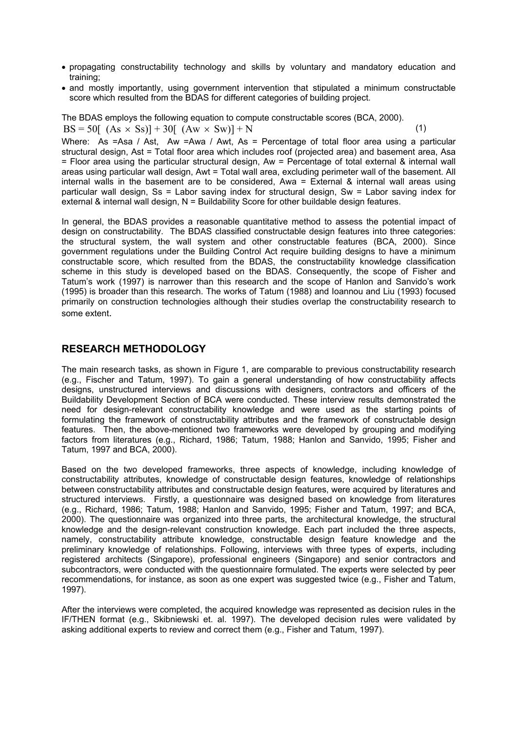- propagating constructability technology and skills by voluntary and mandatory education and training;
- and mostly importantly, using government intervention that stipulated a minimum constructable score which resulted from the BDAS for different categories of building project.

The BDAS employs the following equation to compute constructable scores (BCA, 2000).

$$BS = 50[\ (As \times Ss)] + 30[\ (Aw \times Sw)] + N \qquad (1)$$

Where: As =Asa / Ast, Aw =Awa / Awt, As = Percentage of total floor area using a particular structural design, Ast = Total floor area which includes roof (projected area) and basement area, Asa = Floor area using the particular structural design, Aw = Percentage of total external & internal wall areas using particular wall design, Awt = Total wall area, excluding perimeter wall of the basement. All internal walls in the basement are to be considered, Awa = External & internal wall areas using particular wall design, Ss = Labor saving index for structural design, Sw = Labor saving index for external & internal wall design, N = Buildability Score for other buildable design features.

In general, the BDAS provides a reasonable quantitative method to assess the potential impact of design on constructability. The BDAS classified constructable design features into three categories: the structural system, the wall system and other constructable features (BCA, 2000). Since government regulations under the Building Control Act require building designs to have a minimum constructable score, which resulted from the BDAS, the constructability knowledge classification scheme in this study is developed based on the BDAS. Consequently, the scope of Fisher and Tatum's work (1997) is narrower than this research and the scope of Hanlon and Sanvido's work (1995) is broader than this research. The works of Tatum (1988) and Ioannou and Liu (1993) focused primarily on construction technologies although their studies overlap the constructability research to some extent.

## RESEARCH METHODOLOGY

The main research tasks, as shown in Figure 1, are comparable to previous constructability research (e.g., Fischer and Tatum, 1997). To gain a general understanding of how constructability affects designs, unstructured interviews and discussions with designers, contractors and officers of the Buildability Development Section of BCA were conducted. These interview results demonstrated the need for design-relevant constructability knowledge and were used as the starting points of formulating the framework of constructability attributes and the framework of constructable design features. Then, the above-mentioned two frameworks were developed by grouping and modifying factors from literatures (e.g., Richard, 1986; Tatum, 1988; Hanlon and Sanvido, 1995; Fisher and Tatum, 1997 and BCA, 2000).

Based on the two developed frameworks, three aspects of knowledge, including knowledge of constructability attributes, knowledge of constructable design features, knowledge of relationships between constructability attributes and constructable design features, were acquired by literatures and structured interviews. Firstly, a questionnaire was designed based on knowledge from literatures (e.g., Richard, 1986; Tatum, 1988; Hanlon and Sanvido, 1995; Fisher and Tatum, 1997; and BCA, 2000). The questionnaire was organized into three parts, the architectural knowledge, the structural knowledge and the design-relevant construction knowledge. Each part included the three aspects, namely, constructability attribute knowledge, constructable design feature knowledge and the preliminary knowledge of relationships. Following, interviews with three types of experts, including registered architects (Singapore), professional engineers (Singapore) and senior contractors and subcontractors, were conducted with the questionnaire formulated. The experts were selected by peer recommendations, for instance, as soon as one expert was suggested twice (e.g., Fisher and Tatum, 1997).

After the interviews were completed, the acquired knowledge was represented as decision rules in the IF/THEN format (e.g., Skibniewski et. al. 1997). The developed decision rules were validated by asking additional experts to review and correct them (e.g., Fisher and Tatum, 1997).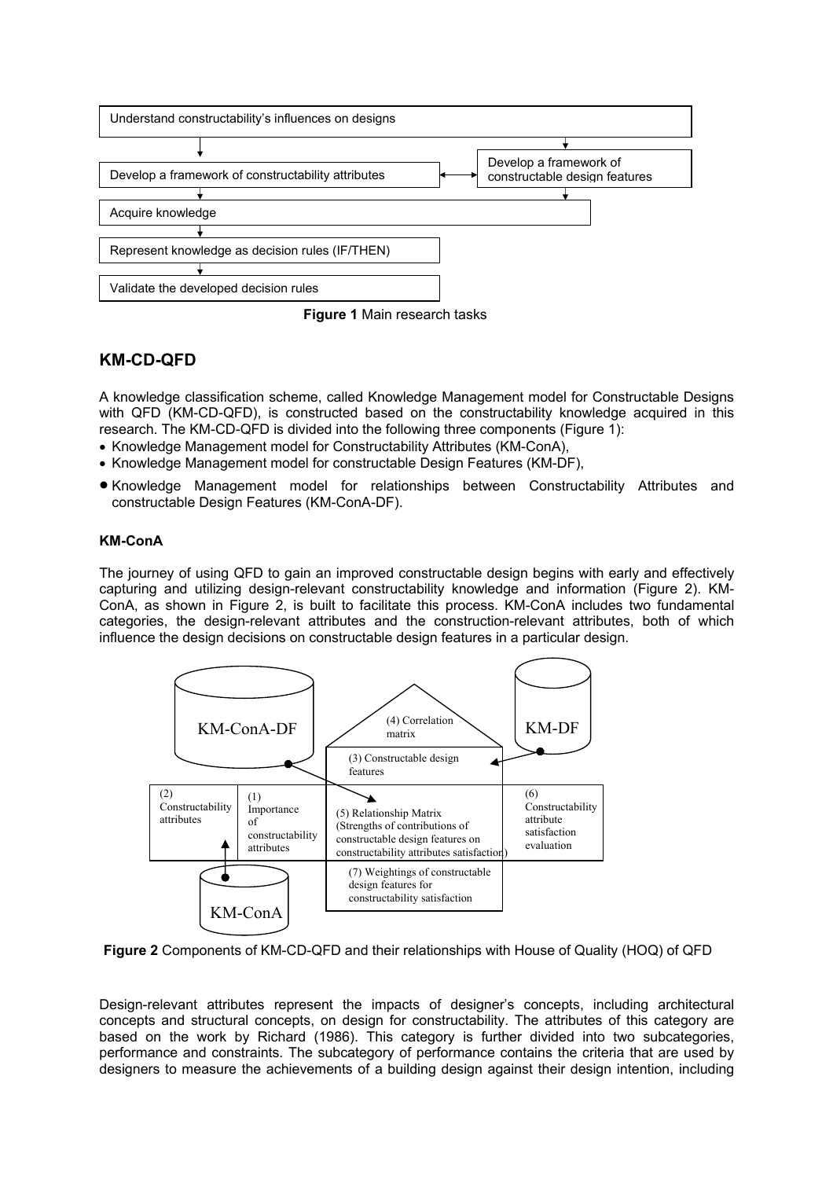Understand constructability's influences on designs

Develop a framework of constructability attributes ↔ Develop a framework of constructable design features

Acquire knowledge

Represent knowledge as decision rules (IF/THEN)

Validate the developed decision rules

**Figure 1** Main research tasks

## KM-CD-QFD

A knowledge classification scheme, called Knowledge Management model for Constructable Designs with QFD (KM-CD-QFD), is constructed based on the constructability knowledge acquired in this research. The KM-CD-QFD is divided into the following three components (Figure 1):

- Knowledge Management model for Constructability Attributes (KM-ConA),
- Knowledge Management model for constructable Design Features (KM-DF),
- Knowledge Management model for relationships between Constructability Attributes and constructable Design Features (KM-ConA-DF).

### KM-ConA

The journey of using QFD to gain an improved constructable design begins with early and effectively capturing and utilizing design-relevant constructability knowledge and information (Figure 2). KM-ConA, as shown in Figure 2, is built to facilitate this process. KM-ConA includes two fundamental categories, the design-relevant attributes and the construction-relevant attributes, both of which influence the design decisions on constructable design features in a particular design.

KM-ConA-DF | (4) Correlation matrix | KM-DF

(3) Constructable design features

(2) Constructability attributes | (1) Importance of constructability attributes | (5) Relationship Matrix (Strengths of contributions of constructable design features on constructability attributes satisfaction) | (6) Constructability attribute satisfaction evaluation

(7) Weightings of constructable design features for constructability satisfaction

KM-ConA

**Figure 2** Components of KM-CD-QFD and their relationships with House of Quality (HOQ) of QFD

Design-relevant attributes represent the impacts of designer's concepts, including architectural concepts and structural concepts, on design for constructability. The attributes of this category are based on the work by Richard (1986). This category is further divided into two subcategories, performance and constraints. The subcategory of performance contains the criteria that are used by designers to measure the achievements of a building design against their design intention, including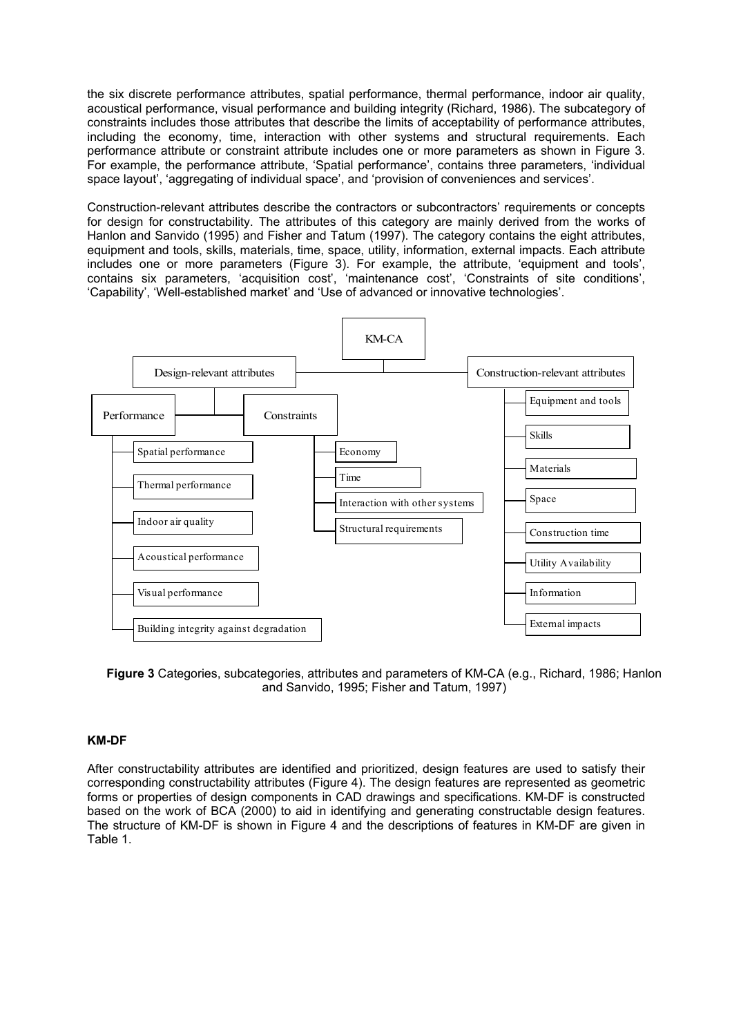the six discrete performance attributes, spatial performance, thermal performance, indoor air quality, acoustical performance, visual performance and building integrity (Richard, 1986). The subcategory of constraints includes those attributes that describe the limits of acceptability of performance attributes, including the economy, time, interaction with other systems and structural requirements. Each performance attribute or constraint attribute includes one or more parameters as shown in Figure 3. For example, the performance attribute, 'Spatial performance', contains three parameters, 'individual space layout', 'aggregating of individual space', and 'provision of conveniences and services'.

Construction-relevant attributes describe the contractors or subcontractors' requirements or concepts for design for constructability. The attributes of this category are mainly derived from the works of Hanlon and Sanvido (1995) and Fisher and Tatum (1997). The category contains the eight attributes, equipment and tools, skills, materials, time, space, utility, information, external impacts. Each attribute includes one or more parameters (Figure 3). For example, the attribute, 'equipment and tools', contains six parameters, 'acquisition cost', 'maintenance cost', 'Constraints of site conditions', 'Capability', 'Well-established market' and 'Use of advanced or innovative technologies'.

- KM-CA
  - Design-relevant attributes
    - Performance
      - Spatial performance
      - Thermal performance
      - Indoor air quality
      - Acoustical performance
      - Visual performance
      - Building integrity against degradation
    - Constraints
      - Economy
      - Time
      - Interaction with other systems
      - Structural requirements
  - Construction-relevant attributes
    - Equipment and tools
    - Skills
    - Materials
    - Space
    - Construction time
    - Utility Availability
    - Information
    - External impacts

**Figure 3** Categories, subcategories, attributes and parameters of KM-CA (e.g., Richard, 1986; Hanlon and Sanvido, 1995; Fisher and Tatum, 1997)

### KM-DF

After constructability attributes are identified and prioritized, design features are used to satisfy their corresponding constructability attributes (Figure 4). The design features are represented as geometric forms or properties of design components in CAD drawings and specifications. KM-DF is constructed based on the work of BCA (2000) to aid in identifying and generating constructable design features. The structure of KM-DF is shown in Figure 4 and the descriptions of features in KM-DF are given in Table 1.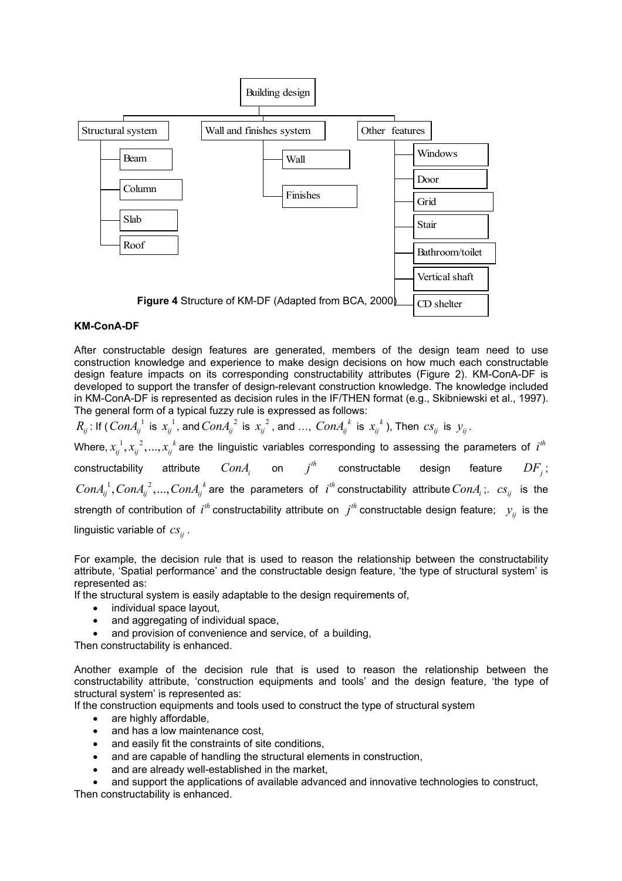Building design

Structural system: Beam, Column, Slab, Roof

Wall and finishes system: Wall, Finishes

Other features: Windows, Door, Grid, Stair, Bathroom/toilet, Vertical shaft, CD shelter

**Figure 4** Structure of KM-DF (Adapted from BCA, 2000)

**KM-ConA-DF**

After constructable design features are generated, members of the design team need to use construction knowledge and experience to make design decisions on how much each constructable design feature impacts on its corresponding constructability attributes (Figure 2). KM-ConA-DF is developed to support the transfer of design-relevant construction knowledge. The knowledge included in KM-ConA-DF is represented as decision rules in the IF/THEN format (e.g., Skibniewski et al., 1997). The general form of a typical fuzzy rule is expressed as follows:

$R_{ij}$: If ($ConA_{ij}^{1}$ is $x_{ij}^{1}$, and $ConA_{ij}^{2}$ is $x_{ij}^{2}$, and …, $ConA_{ij}^{k}$ is $x_{ij}^{k}$), Then $cs_{ij}$ is $y_{ij}$.

Where, $x_{ij}^{1}, x_{ij}^{2}, ..., x_{ij}^{k}$ are the linguistic variables corresponding to assessing the parameters of $i^{th}$ constructability attribute $ConA_{i}$ on $j^{th}$ constructable design feature $DF_{j}$; $ConA_{ij}^{1}, ConA_{ij}^{2}, ..., ConA_{ij}^{k}$ are the parameters of $i^{th}$ constructability attribute $ConA_{i}$;. $cs_{ij}$ is the strength of contribution of $i^{th}$ constructability attribute on $j^{th}$ constructable design feature; $y_{ij}$ is the linguistic variable of $cs_{ij}$.

For example, the decision rule that is used to reason the relationship between the constructability attribute, 'Spatial performance' and the constructable design feature, 'the type of structural system' is represented as:

If the structural system is easily adaptable to the design requirements of,

- individual space layout,
- and aggregating of individual space,
- and provision of convenience and service, of a building,

Then constructability is enhanced.

Another example of the decision rule that is used to reason the relationship between the constructability attribute, 'construction equipments and tools' and the design feature, 'the type of structural system' is represented as:

If the construction equipments and tools used to construct the type of structural system

- are highly affordable,
- and has a low maintenance cost,
- and easily fit the constraints of site conditions,
- and are capable of handling the structural elements in construction,
- and are already well-established in the market,
- and support the applications of available advanced and innovative technologies to construct,

Then constructability is enhanced.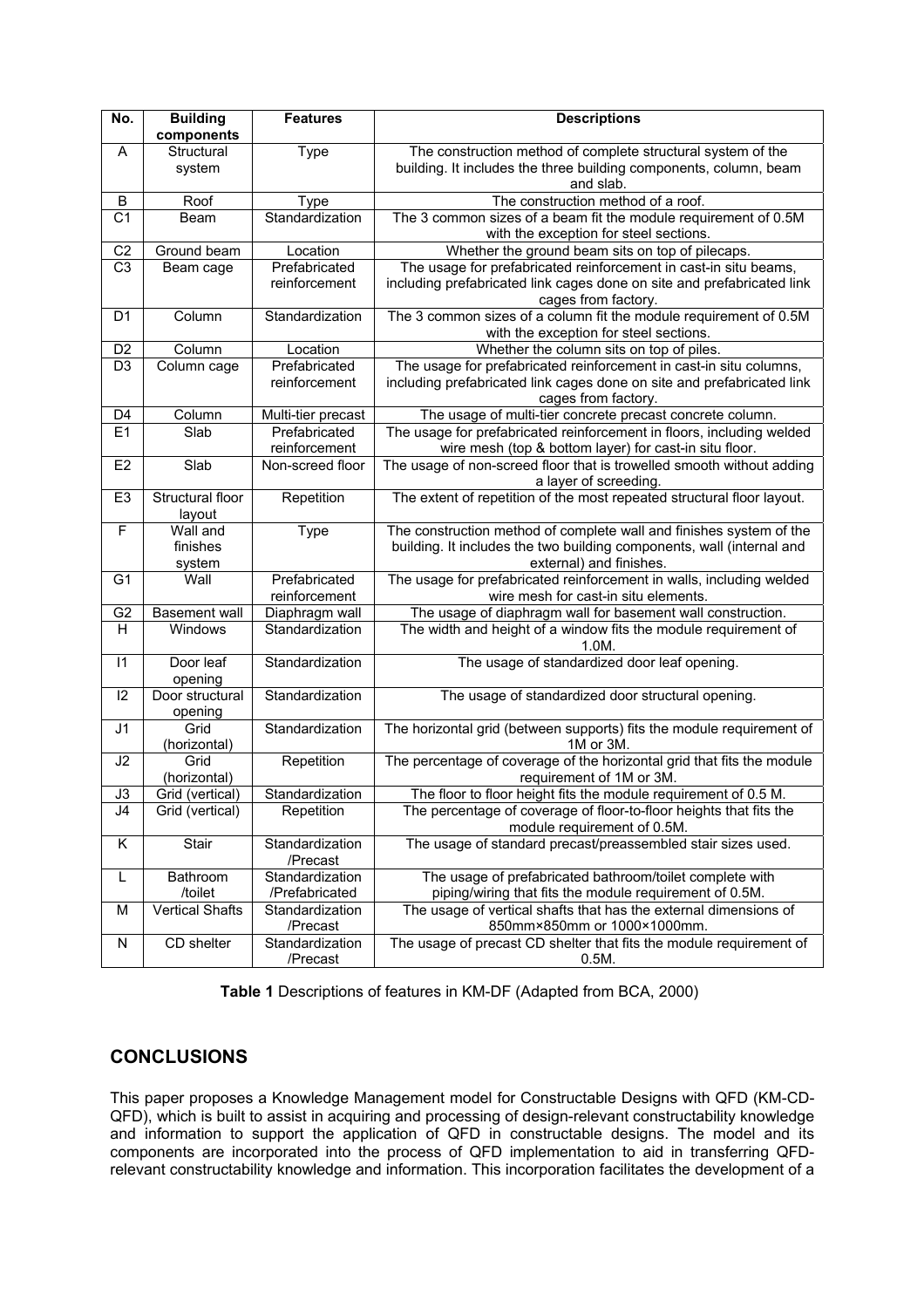| No. | Building components | Features | Descriptions |
|---|---|---|---|
| A | Structural system | Type | The construction method of complete structural system of the building. It includes the three building components, column, beam and slab. |
| B | Roof | Type | The construction method of a roof. |
| C1 | Beam | Standardization | The 3 common sizes of a beam fit the module requirement of 0.5M with the exception for steel sections. |
| C2 | Ground beam | Location | Whether the ground beam sits on top of pilecaps. |
| C3 | Beam cage | Prefabricated reinforcement | The usage for prefabricated reinforcement in cast-in situ beams, including prefabricated link cages done on site and prefabricated link cages from factory. |
| D1 | Column | Standardization | The 3 common sizes of a column fit the module requirement of 0.5M with the exception for steel sections. |
| D2 | Column | Location | Whether the column sits on top of piles. |
| D3 | Column cage | Prefabricated reinforcement | The usage for prefabricated reinforcement in cast-in situ columns, including prefabricated link cages done on site and prefabricated link cages from factory. |
| D4 | Column | Multi-tier precast | The usage of multi-tier concrete precast concrete column. |
| E1 | Slab | Prefabricated reinforcement | The usage for prefabricated reinforcement in floors, including welded wire mesh (top & bottom layer) for cast-in situ floor. |
| E2 | Slab | Non-screed floor | The usage of non-screed floor that is trowelled smooth without adding a layer of screeding. |
| E3 | Structural floor layout | Repetition | The extent of repetition of the most repeated structural floor layout. |
| F | Wall and finishes system | Type | The construction method of complete wall and finishes system of the building. It includes the two building components, wall (internal and external) and finishes. |
| G1 | Wall | Prefabricated reinforcement | The usage for prefabricated reinforcement in walls, including welded wire mesh for cast-in situ elements. |
| G2 | Basement wall | Diaphragm wall | The usage of diaphragm wall for basement wall construction. |
| H | Windows | Standardization | The width and height of a window fits the module requirement of 1.0M. |
| I1 | Door leaf opening | Standardization | The usage of standardized door leaf opening. |
| I2 | Door structural opening | Standardization | The usage of standardized door structural opening. |
| J1 | Grid (horizontal) | Standardization | The horizontal grid (between supports) fits the module requirement of 1M or 3M. |
| J2 | Grid (horizontal) | Repetition | The percentage of coverage of the horizontal grid that fits the module requirement of 1M or 3M. |
| J3 | Grid (vertical) | Standardization | The floor to floor height fits the module requirement of 0.5 M. |
| J4 | Grid (vertical) | Repetition | The percentage of coverage of floor-to-floor heights that fits the module requirement of 0.5M. |
| K | Stair | Standardization /Precast | The usage of standard precast/preassembled stair sizes used. |
| L | Bathroom /toilet | Standardization /Prefabricated | The usage of prefabricated bathroom/toilet complete with piping/wiring that fits the module requirement of 0.5M. |
| M | Vertical Shafts | Standardization /Precast | The usage of vertical shafts that has the external dimensions of 850mm×850mm or 1000×1000mm. |
| N | CD shelter | Standardization /Precast | The usage of precast CD shelter that fits the module requirement of 0.5M. |

**Table 1** Descriptions of features in KM-DF (Adapted from BCA, 2000)

## CONCLUSIONS

This paper proposes a Knowledge Management model for Constructable Designs with QFD (KM-CD-QFD), which is built to assist in acquiring and processing of design-relevant constructability knowledge and information to support the application of QFD in constructable designs. The model and its components are incorporated into the process of QFD implementation to aid in transferring QFD-relevant constructability knowledge and information. This incorporation facilitates the development of a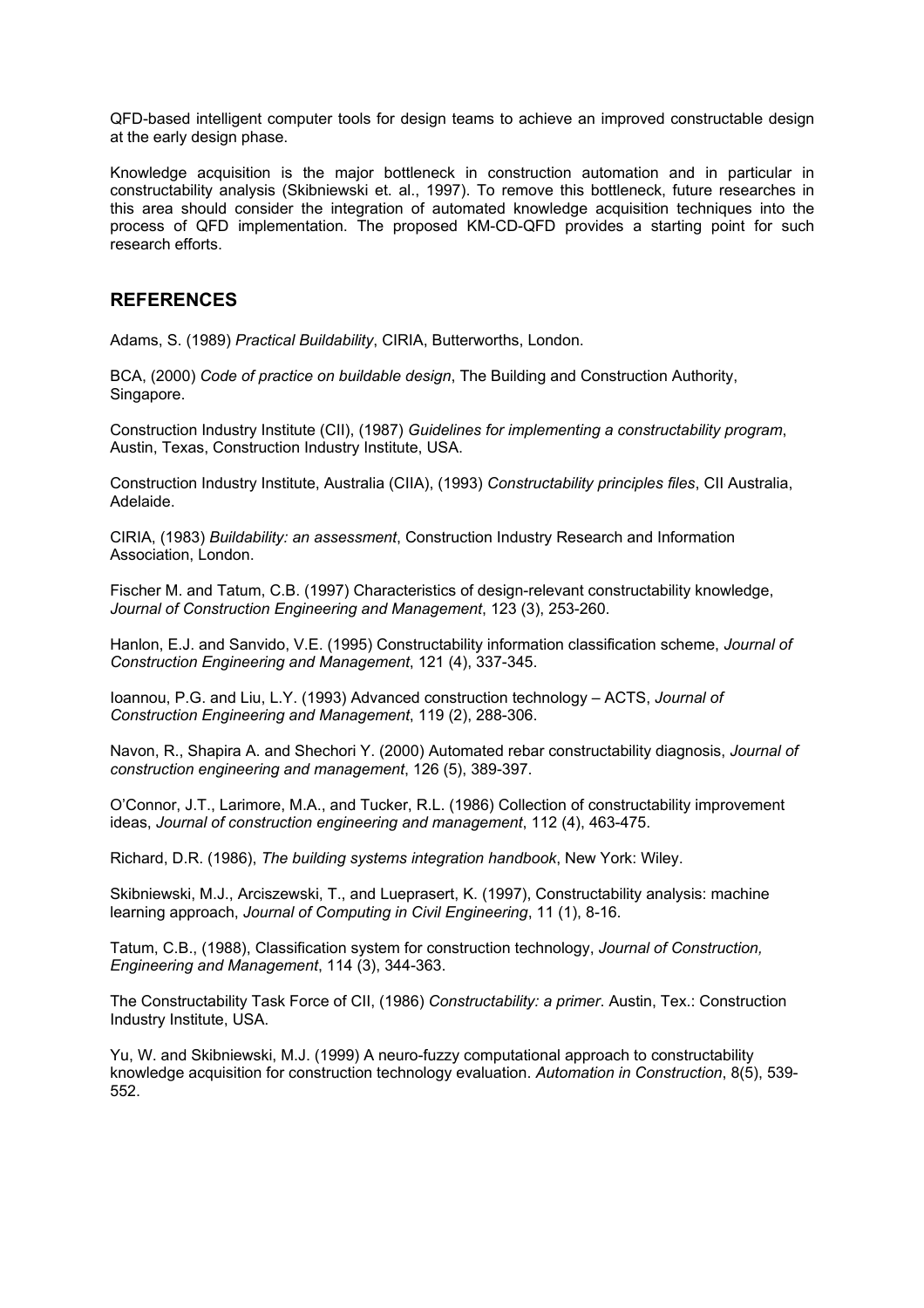QFD-based intelligent computer tools for design teams to achieve an improved constructable design at the early design phase.

Knowledge acquisition is the major bottleneck in construction automation and in particular in constructability analysis (Skibniewski et. al., 1997). To remove this bottleneck, future researches in this area should consider the integration of automated knowledge acquisition techniques into the process of QFD implementation. The proposed KM-CD-QFD provides a starting point for such research efforts.

## REFERENCES

Adams, S. (1989) *Practical Buildability*, CIRIA, Butterworths, London.

BCA, (2000) *Code of practice on buildable design*, The Building and Construction Authority, Singapore.

Construction Industry Institute (CII), (1987) *Guidelines for implementing a constructability program*, Austin, Texas, Construction Industry Institute, USA.

Construction Industry Institute, Australia (CIIA), (1993) *Constructability principles files*, CII Australia, Adelaide.

CIRIA, (1983) *Buildability: an assessment*, Construction Industry Research and Information Association, London.

Fischer M. and Tatum, C.B. (1997) Characteristics of design-relevant constructability knowledge, *Journal of Construction Engineering and Management*, 123 (3), 253-260.

Hanlon, E.J. and Sanvido, V.E. (1995) Constructability information classification scheme, *Journal of Construction Engineering and Management*, 121 (4), 337-345.

Ioannou, P.G. and Liu, L.Y. (1993) Advanced construction technology – ACTS, *Journal of Construction Engineering and Management*, 119 (2), 288-306.

Navon, R., Shapira A. and Shechori Y. (2000) Automated rebar constructability diagnosis, *Journal of construction engineering and management*, 126 (5), 389-397.

O'Connor, J.T., Larimore, M.A., and Tucker, R.L. (1986) Collection of constructability improvement ideas, *Journal of construction engineering and management*, 112 (4), 463-475.

Richard, D.R. (1986), *The building systems integration handbook*, New York: Wiley.

Skibniewski, M.J., Arciszewski, T., and Lueprasert, K. (1997), Constructability analysis: machine learning approach, *Journal of Computing in Civil Engineering*, 11 (1), 8-16.

Tatum, C.B., (1988), Classification system for construction technology, *Journal of Construction, Engineering and Management*, 114 (3), 344-363.

The Constructability Task Force of CII, (1986) *Constructability: a primer*. Austin, Tex.: Construction Industry Institute, USA.

Yu, W. and Skibniewski, M.J. (1999) A neuro-fuzzy computational approach to constructability knowledge acquisition for construction technology evaluation. *Automation in Construction*, 8(5), 539-552.